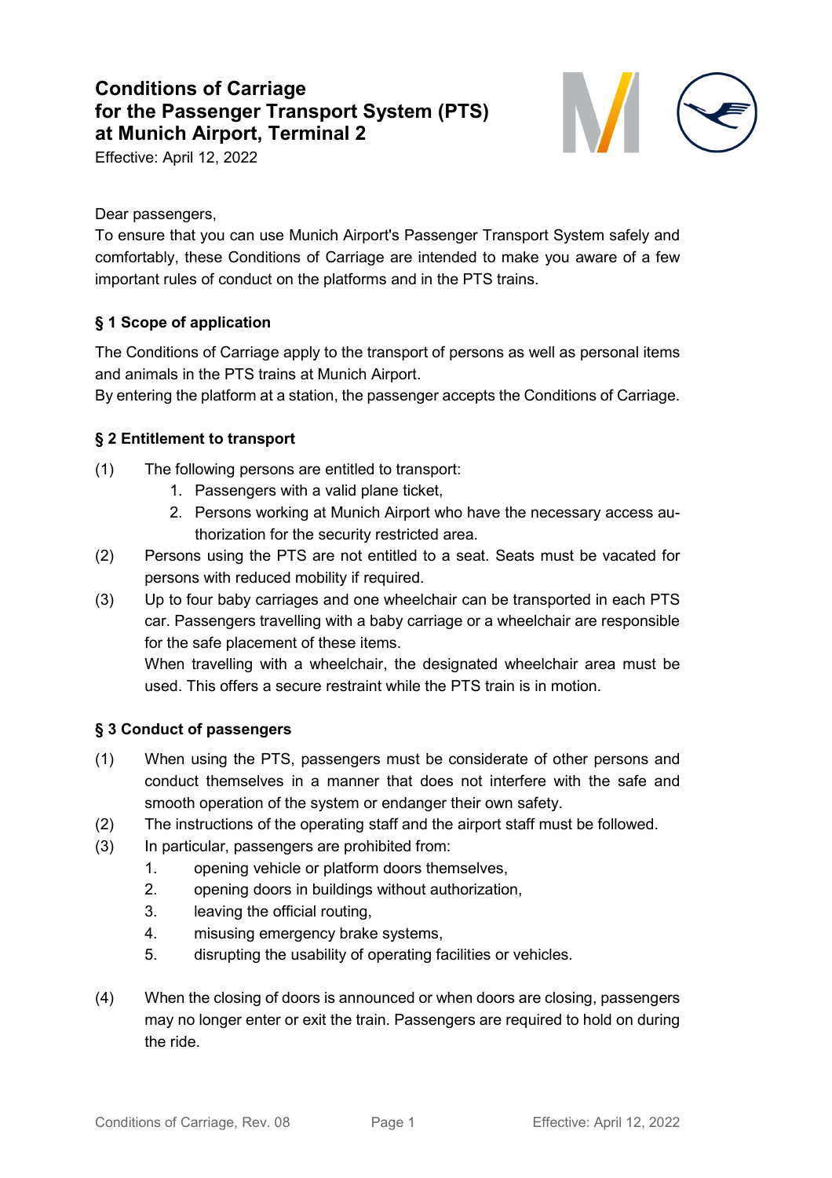# Conditions of Carriage for the Passenger Transport System (PTS) at Munich Airport, Terminal 2

Effective: April 12, 2022

Dear passengers,

To ensure that you can use Munich Airport's Passenger Transport System safely and comfortably, these Conditions of Carriage are intended to make you aware of a few important rules of conduct on the platforms and in the PTS trains.

## § 1 Scope of application

The Conditions of Carriage apply to the transport of persons as well as personal items and animals in the PTS trains at Munich Airport.

By entering the platform at a station, the passenger accepts the Conditions of Carriage.

## § 2 Entitlement to transport

(1) The following persons are entitled to transport:

1. Passengers with a valid plane ticket,
2. Persons working at Munich Airport who have the necessary access authorization for the security restricted area.

(2) Persons using the PTS are not entitled to a seat. Seats must be vacated for persons with reduced mobility if required.

(3) Up to four baby carriages and one wheelchair can be transported in each PTS car. Passengers travelling with a baby carriage or a wheelchair are responsible for the safe placement of these items.
When travelling with a wheelchair, the designated wheelchair area must be used. This offers a secure restraint while the PTS train is in motion.

## § 3 Conduct of passengers

(1) When using the PTS, passengers must be considerate of other persons and conduct themselves in a manner that does not interfere with the safe and smooth operation of the system or endanger their own safety.

(2) The instructions of the operating staff and the airport staff must be followed.

(3) In particular, passengers are prohibited from:

1. opening vehicle or platform doors themselves,
2. opening doors in buildings without authorization,
3. leaving the official routing,
4. misusing emergency brake systems,
5. disrupting the usability of operating facilities or vehicles.

(4) When the closing of doors is announced or when doors are closing, passengers may no longer enter or exit the train. Passengers are required to hold on during the ride.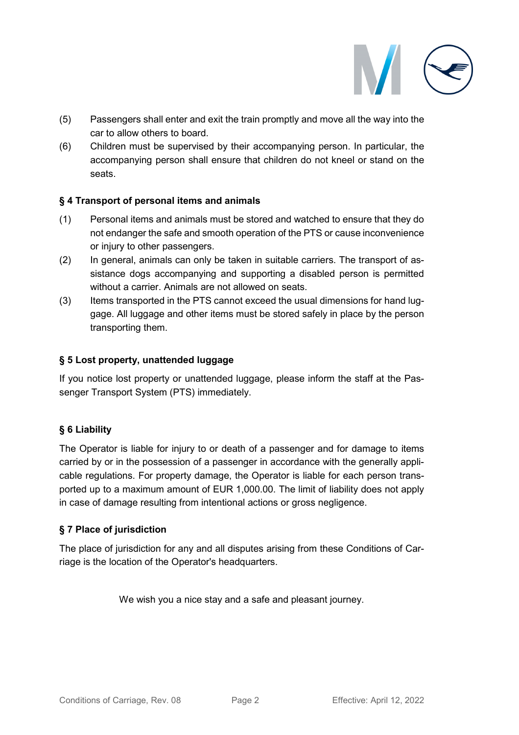(5) Passengers shall enter and exit the train promptly and move all the way into the car to allow others to board.

(6) Children must be supervised by their accompanying person. In particular, the accompanying person shall ensure that children do not kneel or stand on the seats.

**§ 4 Transport of personal items and animals**

(1) Personal items and animals must be stored and watched to ensure that they do not endanger the safe and smooth operation of the PTS or cause inconvenience or injury to other passengers.

(2) In general, animals can only be taken in suitable carriers. The transport of assistance dogs accompanying and supporting a disabled person is permitted without a carrier. Animals are not allowed on seats.

(3) Items transported in the PTS cannot exceed the usual dimensions for hand luggage. All luggage and other items must be stored safely in place by the person transporting them.

**§ 5 Lost property, unattended luggage**

If you notice lost property or unattended luggage, please inform the staff at the Passenger Transport System (PTS) immediately.

**§ 6 Liability**

The Operator is liable for injury to or death of a passenger and for damage to items carried by or in the possession of a passenger in accordance with the generally applicable regulations. For property damage, the Operator is liable for each person transported up to a maximum amount of EUR 1,000.00. The limit of liability does not apply in case of damage resulting from intentional actions or gross negligence.

**§ 7 Place of jurisdiction**

The place of jurisdiction for any and all disputes arising from these Conditions of Carriage is the location of the Operator's headquarters.

We wish you a nice stay and a safe and pleasant journey.